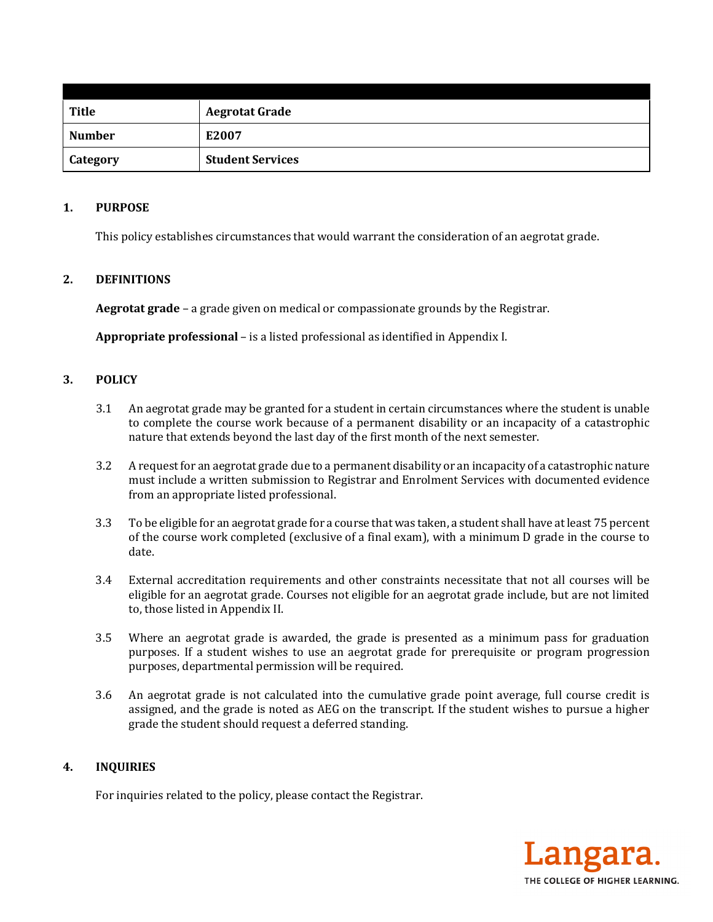| Title | Aegrotat Grade |
| --- | --- |
| Number | E2007 |
| Category | Student Services |

## 1. PURPOSE

This policy establishes circumstances that would warrant the consideration of an aegrotat grade.

## 2. DEFINITIONS

**Aegrotat grade** – a grade given on medical or compassionate grounds by the Registrar.

**Appropriate professional** – is a listed professional as identified in Appendix I.

## 3. POLICY

3.1 An aegrotat grade may be granted for a student in certain circumstances where the student is unable to complete the course work because of a permanent disability or an incapacity of a catastrophic nature that extends beyond the last day of the first month of the next semester.

3.2 A request for an aegrotat grade due to a permanent disability or an incapacity of a catastrophic nature must include a written submission to Registrar and Enrolment Services with documented evidence from an appropriate listed professional.

3.3 To be eligible for an aegrotat grade for a course that was taken, a student shall have at least 75 percent of the course work completed (exclusive of a final exam), with a minimum D grade in the course to date.

3.4 External accreditation requirements and other constraints necessitate that not all courses will be eligible for an aegrotat grade. Courses not eligible for an aegrotat grade include, but are not limited to, those listed in Appendix II.

3.5 Where an aegrotat grade is awarded, the grade is presented as a minimum pass for graduation purposes. If a student wishes to use an aegrotat grade for prerequisite or program progression purposes, departmental permission will be required.

3.6 An aegrotat grade is not calculated into the cumulative grade point average, full course credit is assigned, and the grade is noted as AEG on the transcript. If the student wishes to pursue a higher grade the student should request a deferred standing.

## 4. INQUIRIES

For inquiries related to the policy, please contact the Registrar.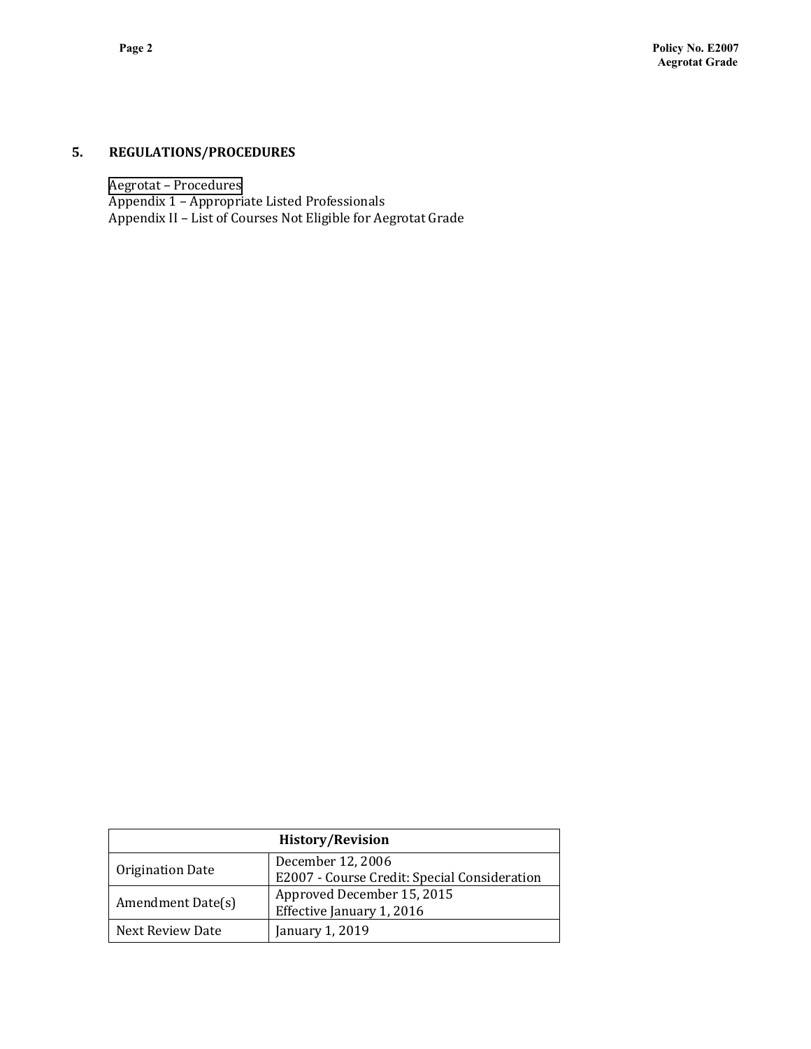## 5. REGULATIONS/PROCEDURES

Aegrotat – Procedures
Appendix 1 – Appropriate Listed Professionals
Appendix II – List of Courses Not Eligible for Aegrotat Grade

| History/Revision | |
|---|---|
| Origination Date | December 12, 2006<br>E2007 - Course Credit: Special Consideration |
| Amendment Date(s) | Approved December 15, 2015<br>Effective January 1, 2016 |
| Next Review Date | January 1, 2019 |